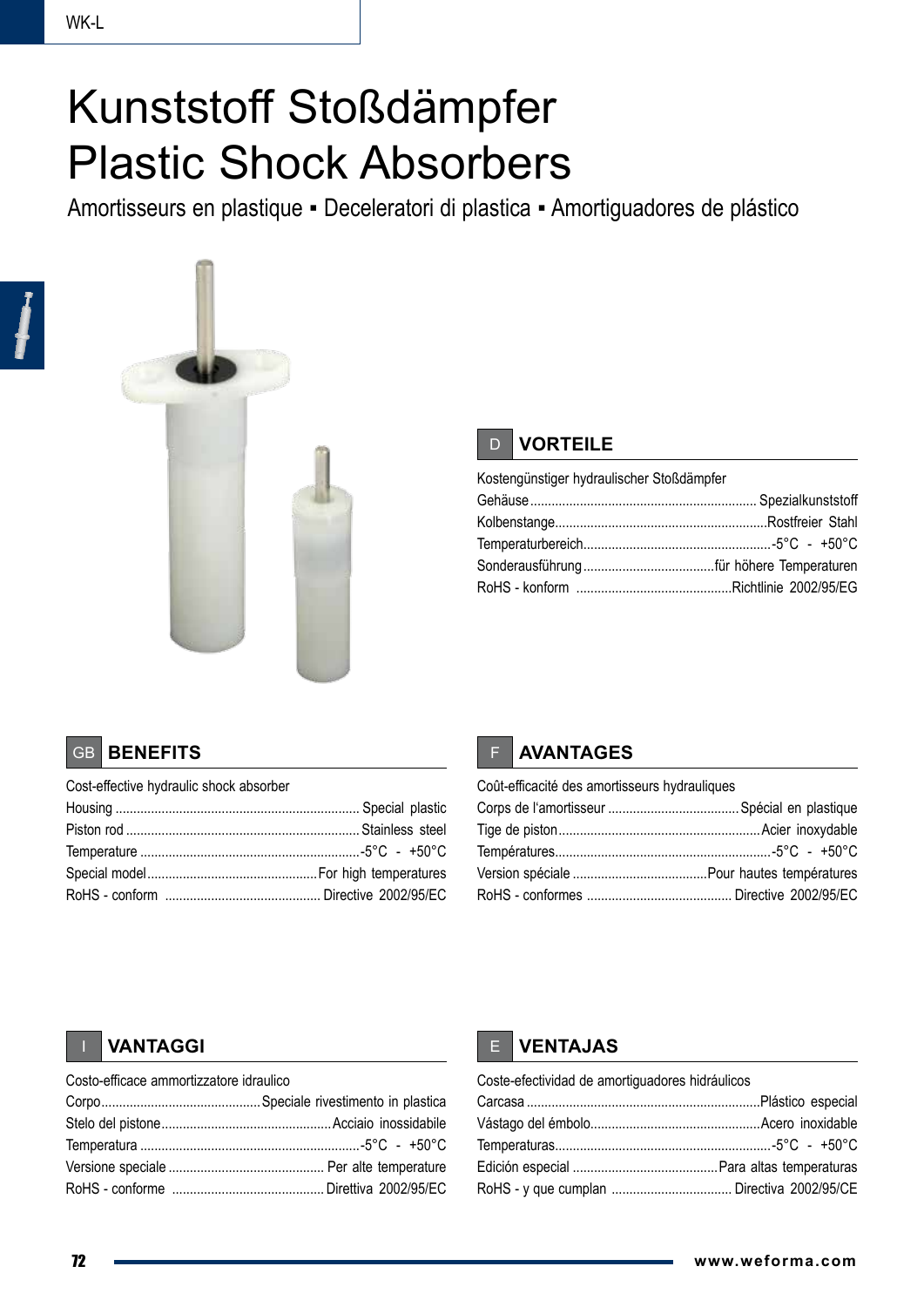# Kunststoff Stoßdämpfer
# Plastic Shock Absorbers

Amortisseurs en plastique ▪ Deceleratori di plastica ▪ Amortiguadores de plástico

## D VORTEILE

Kostengünstiger hydraulischer Stoßdämpfer

- Gehäuse ............ Spezialkunststoff
- Kolbenstange ............ Rostfreier Stahl
- Temperaturbereich ............ -5°C - +50°C
- Sonderausführung ............ für höhere Temperaturen
- RoHS - konform ............ Richtlinie 2002/95/EG

## GB BENEFITS

Cost-effective hydraulic shock absorber

- Housing ............ Special plastic
- Piston rod ............ Stainless steel
- Temperature ............ -5°C - +50°C
- Special model ............ For high temperatures
- RoHS - conform ............ Directive 2002/95/EC

## F AVANTAGES

Coût-efficacité des amortisseurs hydrauliques

- Corps de l'amortisseur ............ Spécial en plastique
- Tige de piston ............ Acier inoxydable
- Températures ............ -5°C - +50°C
- Version spéciale ............ Pour hautes températures
- RoHS - conformes ............ Directive 2002/95/EC

## I VANTAGGI

Costo-efficace ammortizzatore idraulico

- Corpo ............ Speciale rivestimento in plastica
- Stelo del pistone ............ Acciaio inossidabile
- Temperatura ............ -5°C - +50°C
- Versione speciale ............ Per alte temperature
- RoHS - conforme ............ Direttiva 2002/95/EC

## E VENTAJAS

Coste-efectividad de amortiguadores hidráulicos

- Carcasa ............ Plástico especial
- Vástago del émbolo ............ Acero inoxidable
- Temperaturas ............ -5°C - +50°C
- Edición especial ............ Para altas temperaturas
- RoHS - y que cumplan ............ Directiva 2002/95/CE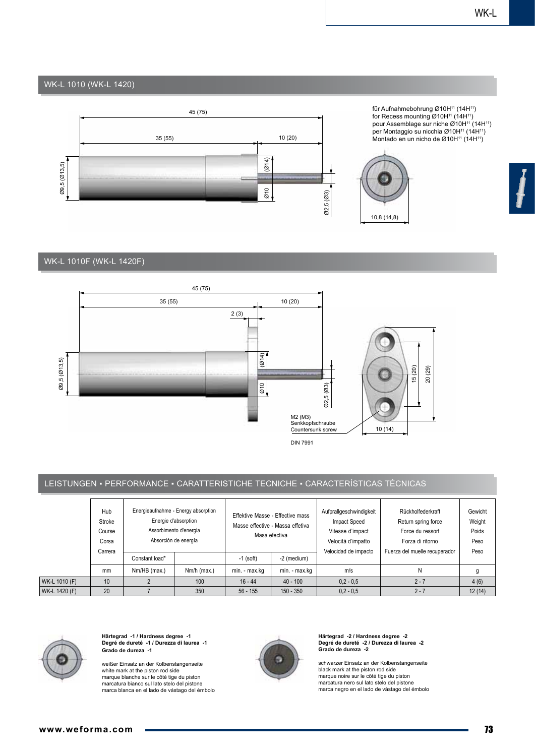## WK-L 1010 (WK-L 1420)

45 (75)

35 (55)

10 (20)

Ø9,5 (Ø13,5)

(Ø14)

Ø10

Ø2,5 (Ø3)

für Aufnahmebohrung Ø10H11 (14H11)
for Recess mounting Ø10H11 (14H11)
pour Assemblage sur niche Ø10H11 (14H11)
per Montaggio su nicchia Ø10H11 (14H11)
Montado en un nicho de Ø10H11 (14H11)

10,8 (14,8)

## WK-L 1010F (WK-L 1420F)

45 (75)

35 (55)

10 (20)

2 (3)

Ø9,5 (Ø13,5)

(Ø14)

Ø10

Ø2,5 (Ø3)

M2 (M3)
Senkkopfschraube
Countersunk screw

DIN 7991

15 (20)

20 (29)

10 (14)

## LEISTUNGEN • PERFORMANCE • CARATTERISTICHE TECNICHE • CARACTERÍSTICAS TÉCNICAS

| | Hub / Stroke / Course / Corsa / Carrera | Energieaufnahme - Energy absorption / Energie d'absorption / Assorbimento d'energia / Absorción de energía | | Effektive Masse - Effective mass / Masse effective - Massa effettiva / Masa efectiva | | Aufprallgeschwindigkeit / Impact Speed / Vitesse d'impact / Velocità d'impatto / Velocidad de impacto | Rückholfederkraft / Return spring force / Force du ressort / Forza di ritorno / Fuerza del muelle recuperador | Gewicht / Weight / Poids / Peso / Peso |
|---|---|---|---|---|---|---|---|---|
| | | Constant load* | | -1 (soft) | -2 (medium) | | | |
| | mm | Nm/HB (max.) | Nm/h (max.) | min. - max.kg | min. - max.kg | m/s | N | g |
| WK-L 1010 (F) | 10 | 2 | 100 | 16 - 44 | 40 - 100 | 0,2 - 0,5 | 2 - 7 | 4 (6) |
| WK-L 1420 (F) | 20 | 7 | 350 | 56 - 155 | 150 - 350 | 0,2 - 0,5 | 2 - 7 | 12 (14) |

**Härtegrad -1 / Hardness degree -1**
**Degré de dureté -1 / Durezza di laurea -1**
**Grado de dureza -1**

weißer Einsatz an der Kolbenstangenseite
white mark at the piston rod side
marque blanche sur le côté tige du piston
marcatura bianco sul lato stelo del pistone
marca blanca en el lado de vástago del émbolo

**Härtegrad -2 / Hardness degree -2**
**Degré de dureté -2 / Durezza di laurea -2**
**Grado de dureza -2**

schwarzer Einsatz an der Kolbenstangenseite
black mark at the piston rod side
marque noire sur le côté tige du piston
marcatura nero sul lato stelo del pistone
marca negro en el lado de vástago del émbolo